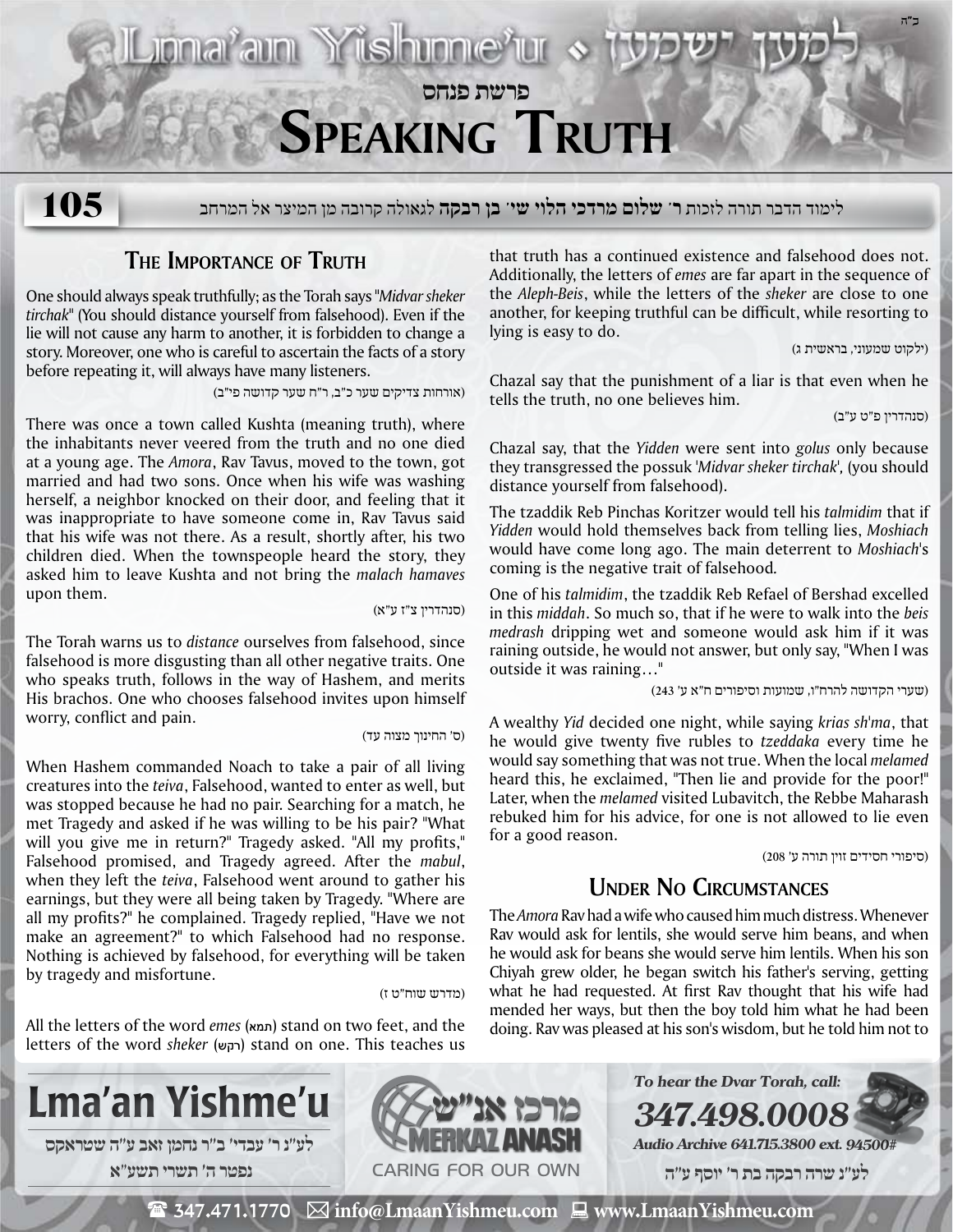# פרשת פנחס

# Speaking Truth

**105**

לימוד הדבר תורה לזכות **ר' שלום מרדכי הלוי שי' בן רבקה** לגאולה קרובה מן המיצר אל המרחב

## The Importance of Truth

One should always speak truthfully; as the Torah says "*Midvar sheker tirchak*" (You should distance yourself from falsehood). Even if the lie will not cause any harm to another, it is forbidden to change a story. Moreover, one who is careful to ascertain the facts of a story before repeating it, will always have many listeners.

(אורחות צדיקים שער כ"ב, ר"ח שער קדושה פי"ב)

There was once a town called Kushta (meaning truth), where the inhabitants never veered from the truth and no one died at a young age. The *Amora*, Rav Tavus, moved to the town, got married and had two sons. Once when his wife was washing herself, a neighbor knocked on their door, and feeling that it was inappropriate to have someone come in, Rav Tavus said that his wife was not there. As a result, shortly after, his two children died. When the townspeople heard the story, they asked him to leave Kushta and not bring the *malach hamaves* upon them.

(סנהדרין צ"ז ע"א)

The Torah warns us to *distance* ourselves from falsehood, since falsehood is more disgusting than all other negative traits. One who speaks truth, follows in the way of Hashem, and merits His brachos. One who chooses falsehood invites upon himself worry, conflict and pain.

(ס' החינוך מצוה עד)

When Hashem commanded Noach to take a pair of all living creatures into the *teiva*, Falsehood, wanted to enter as well, but was stopped because he had no pair. Searching for a match, he met Tragedy and asked if he was willing to be his pair? "What will you give me in return?" Tragedy asked. "All my profits," Falsehood promised, and Tragedy agreed. After the *mabul*, when they left the *teiva*, Falsehood went around to gather his earnings, but they were all being taken by Tragedy. "Where are all my profits?" he complained. Tragedy replied, "Have we not make an agreement?" to which Falsehood had no response. Nothing is achieved by falsehood, for everything will be taken by tragedy and misfortune.

(מדרש שוח"ט ז)

All the letters of the word *emes* (אמת) stand on two feet, and the letters of the word *sheker* (שקר) stand on one. This teaches us that truth has a continued existence and falsehood does not. Additionally, the letters of *emes* are far apart in the sequence of the *Aleph-Beis*, while the letters of the *sheker* are close to one another, for keeping truthful can be difficult, while resorting to lying is easy to do.

(ילקוט שמעוני, בראשית ג)

Chazal say that the punishment of a liar is that even when he tells the truth, no one believes him.

(סנהדרין פ"ט ע"ב)

Chazal say, that the *Yidden* were sent into *golus* only because they transgressed the possuk '*Midvar sheker tirchak*', (you should distance yourself from falsehood).

The tzaddik Reb Pinchas Koritzer would tell his *talmidim* that if *Yidden* would hold themselves back from telling lies, *Moshiach* would have come long ago. The main deterrent to *Moshiach*'s coming is the negative trait of falsehood.

One of his *talmidim*, the tzaddik Reb Refael of Bershad excelled in this *middah*. So much so, that if he were to walk into the *beis medrash* dripping wet and someone would ask him if it was raining outside, he would not answer, but only say, "When I was outside it was raining…"

(שערי הקדושה להרח"ו, שמועות וסיפורים ח"א ע' 243)

A wealthy *Yid* decided one night, while saying *krias sh'ma*, that he would give twenty five rubles to *tzeddaka* every time he would say something that was not true. When the local *melamed* heard this, he exclaimed, "Then lie and provide for the poor!" Later, when the *melamed* visited Lubavitch, the Rebbe Maharash rebuked him for his advice, for one is not allowed to lie even for a good reason.

(סיפורי חסידים זוין תורה ע' 208)

## Under No Circumstances

The *Amora* Rav had a wife who caused him much distress. Whenever Rav would ask for lentils, she would serve him beans, and when he would ask for beans she would serve him lentils. When his son Chiyah grew older, he began switch his father's serving, getting what he had requested. At first Rav thought that his wife had mended her ways, but then the boy told him what he had been doing. Rav was pleased at his son's wisdom, but he told him not to

**Lma'an Yishme'u**

לע"נ ר' עבדי' ב"ר נחמן זאב ע"ה שטראקס
נפטר ה' תשרי תשע"א

מרכז אנ"ש MERKAZ ANASH — CARING FOR OUR OWN

*To hear the Dvar Torah, call:* ***347.498.0008***
*Audio Archive 641.715.3800 ext. 94500#*

לע"נ שרה רבקה בת ר' יוסף ע"ה

347.471.1770 · info@LmaanYishmeu.com · www.LmaanYishmeu.com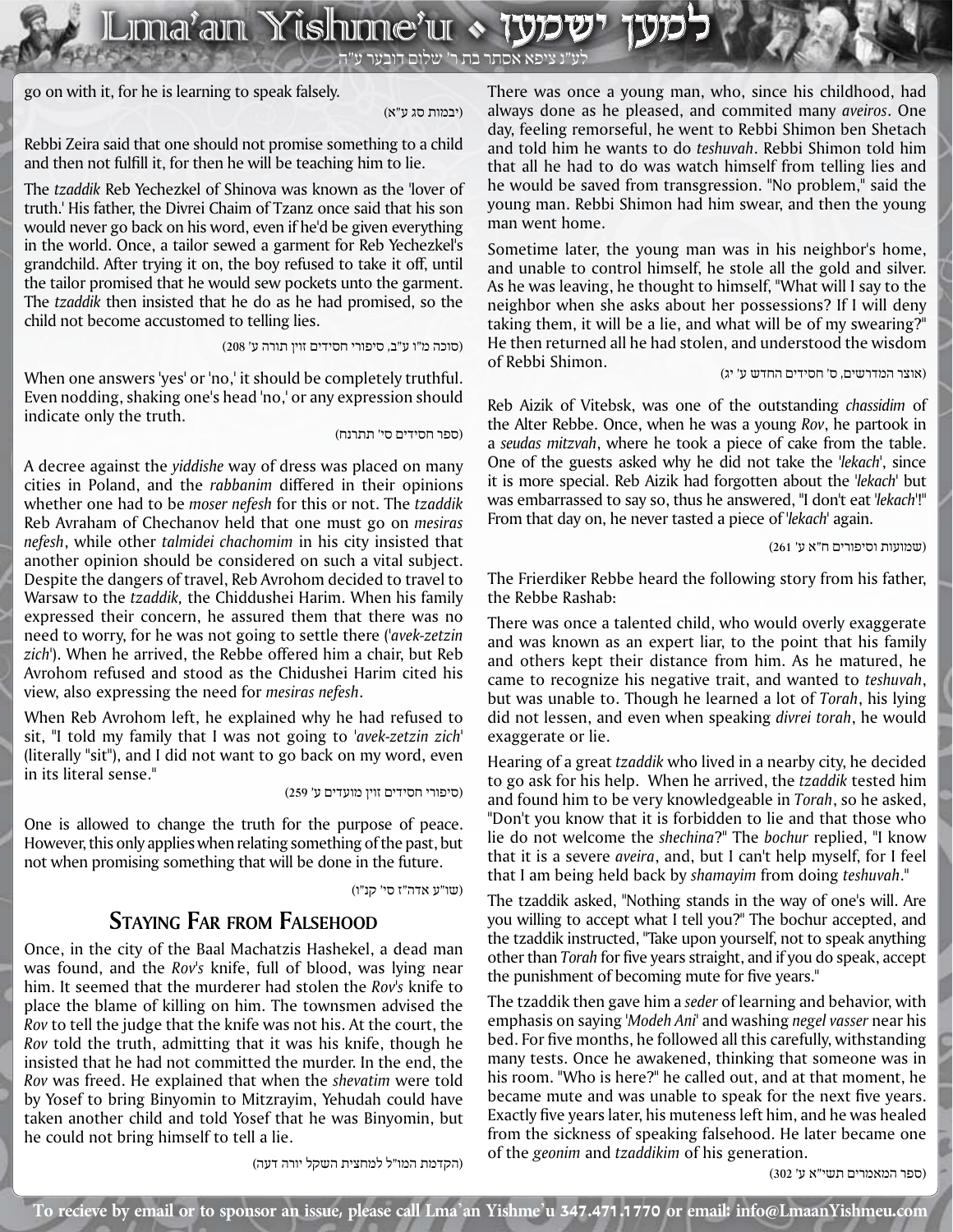go on with it, for he is learning to speak falsely.

(יבמות סג ע"א)

Rebbi Zeira said that one should not promise something to a child and then not fulfill it, for then he will be teaching him to lie.

The *tzaddik* Reb Yechezkel of Shinova was known as the 'lover of truth.' His father, the Divrei Chaim of Tzanz once said that his son would never go back on his word, even if he'd be given everything in the world. Once, a tailor sewed a garment for Reb Yechezkel's grandchild. After trying it on, the boy refused to take it off, until the tailor promised that he would sew pockets unto the garment. The *tzaddik* then insisted that he do as he had promised, so the child not become accustomed to telling lies.

(סוכה מ"ו ע"ב, סיפורי חסידים זוין תורה ע' 208)

When one answers 'yes' or 'no,' it should be completely truthful. Even nodding, shaking one's head 'no,' or any expression should indicate only the truth.

(ספר חסידים סי' תתרנח)

A decree against the *yiddishe* way of dress was placed on many cities in Poland, and the *rabbanim* differed in their opinions whether one had to be *moser nefesh* for this or not. The *tzaddik* Reb Avraham of Chechanov held that one must go on *mesiras nefesh*, while other *talmidei chachomim* in his city insisted that another opinion should be considered on such a vital subject. Despite the dangers of travel, Reb Avrohom decided to travel to Warsaw to the *tzaddik,* the Chiddushei Harim. When his family expressed their concern, he assured them that there was no need to worry, for he was not going to settle there (*'avek-zetzin zich'*). When he arrived, the Rebbe offered him a chair, but Reb Avrohom refused and stood as the Chidushei Harim cited his view, also expressing the need for *mesiras nefesh*.

When Reb Avrohom left, he explained why he had refused to sit, "I told my family that I was not going to *'avek-zetzin zich'* (literally "sit"), and I did not want to go back on my word, even in its literal sense."

(סיפורי חסידים זוין מועדים ע' 259)

One is allowed to change the truth for the purpose of peace. However, this only applies when relating something of the past, but not when promising something that will be done in the future.

(שו"ע אדה"ז סי' קנ"ו)

## Staying Far from Falsehood

Once, in the city of the Baal Machatzis Hashekel, a dead man was found, and the *Rov's* knife, full of blood, was lying near him. It seemed that the murderer had stolen the *Rov's* knife to place the blame of killing on him. The townsmen advised the *Rov* to tell the judge that the knife was not his. At the court, the *Rov* told the truth, admitting that it was his knife, though he insisted that he had not committed the murder. In the end, the *Rov* was freed. He explained that when the *shevatim* were told by Yosef to bring Binyomin to Mitzrayim, Yehudah could have taken another child and told Yosef that he was Binyomin, but he could not bring himself to tell a lie.

(הקדמת המו"ל למחצית השקל יורה דעה)

There was once a young man, who, since his childhood, had always done as he pleased, and commited many *aveiros*. One day, feeling remorseful, he went to Rebbi Shimon ben Shetach and told him he wants to do *teshuvah*. Rebbi Shimon told him that all he had to do was watch himself from telling lies and he would be saved from transgression. "No problem," said the young man. Rebbi Shimon had him swear, and then the young man went home.

Sometime later, the young man was in his neighbor's home, and unable to control himself, he stole all the gold and silver. As he was leaving, he thought to himself, "What will I say to the neighbor when she asks about her possessions? If I will deny taking them, it will be a lie, and what will be of my swearing?" He then returned all he had stolen, and understood the wisdom of Rebbi Shimon.

(אוצר המדרשים, ס' חסידים החדש ע' יג)

Reb Aizik of Vitebsk, was one of the outstanding *chassidim* of the Alter Rebbe. Once, when he was a young *Rov*, he partook in a *seudas mitzvah*, where he took a piece of cake from the table. One of the guests asked why he did not take the *'lekach'*, since it is more special. Reb Aizik had forgotten about the *'lekach'* but was embarrassed to say so, thus he answered, "I don't eat *'lekach'*!" From that day on, he never tasted a piece of *'lekach'* again.

(שמועות וסיפורים ח"א ע' 261)

The Frierdiker Rebbe heard the following story from his father, the Rebbe Rashab:

There was once a talented child, who would overly exaggerate and was known as an expert liar, to the point that his family and others kept their distance from him. As he matured, he came to recognize his negative trait, and wanted to *teshuvah*, but was unable to. Though he learned a lot of *Torah*, his lying did not lessen, and even when speaking *divrei torah*, he would exaggerate or lie.

Hearing of a great *tzaddik* who lived in a nearby city, he decided to go ask for his help. When he arrived, the *tzaddik* tested him and found him to be very knowledgeable in *Torah*, so he asked, "Don't you know that it is forbidden to lie and that those who lie do not welcome the *shechina*?" The *bochur* replied, "I know that it is a severe *aveira*, and, but I can't help myself, for I feel that I am being held back by *shamayim* from doing *teshuvah*."

The tzaddik asked, "Nothing stands in the way of one's will. Are you willing to accept what I tell you?" The bochur accepted, and the tzaddik instructed, "Take upon yourself, not to speak anything other than *Torah* for five years straight, and if you do speak, accept the punishment of becoming mute for five years."

The tzaddik then gave him a *seder* of learning and behavior, with emphasis on saying *'Modeh Ani'* and washing *negel vasser* near his bed. For five months, he followed all this carefully, withstanding many tests. Once he awakened, thinking that someone was in his room. "Who is here?" he called out, and at that moment, he became mute and was unable to speak for the next five years. Exactly five years later, his muteness left him, and he was healed from the sickness of speaking falsehood. He later became one of the *geonim* and *tzaddikim* of his generation.

(ספר המאמרים תש"א ע' 302)

To recieve by email or to sponsor an issue, please call Lma'an Yishme'u 347.471.1770 or email: info@LmaanYishmeu.com